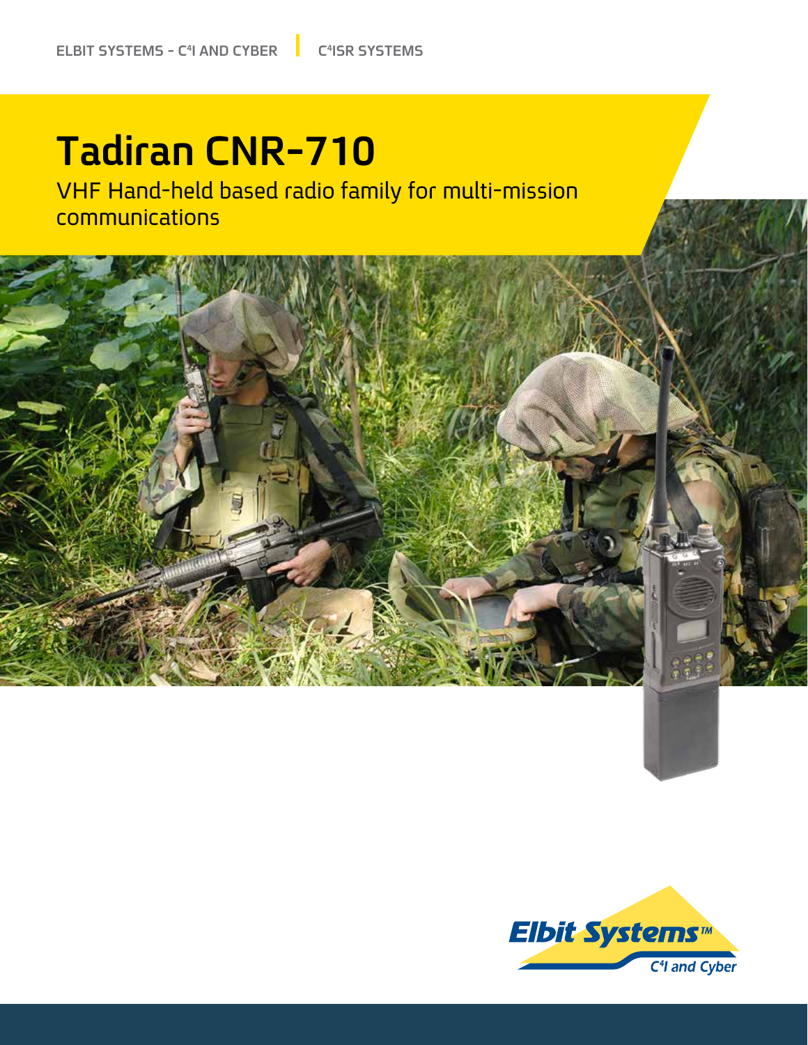ELBIT SYSTEMS - C4I AND CYBER | C4ISR SYSTEMS

# Tadiran CNR-710

VHF Hand-held based radio family for multi-mission communications

Elbit Systems™ C4I and Cyber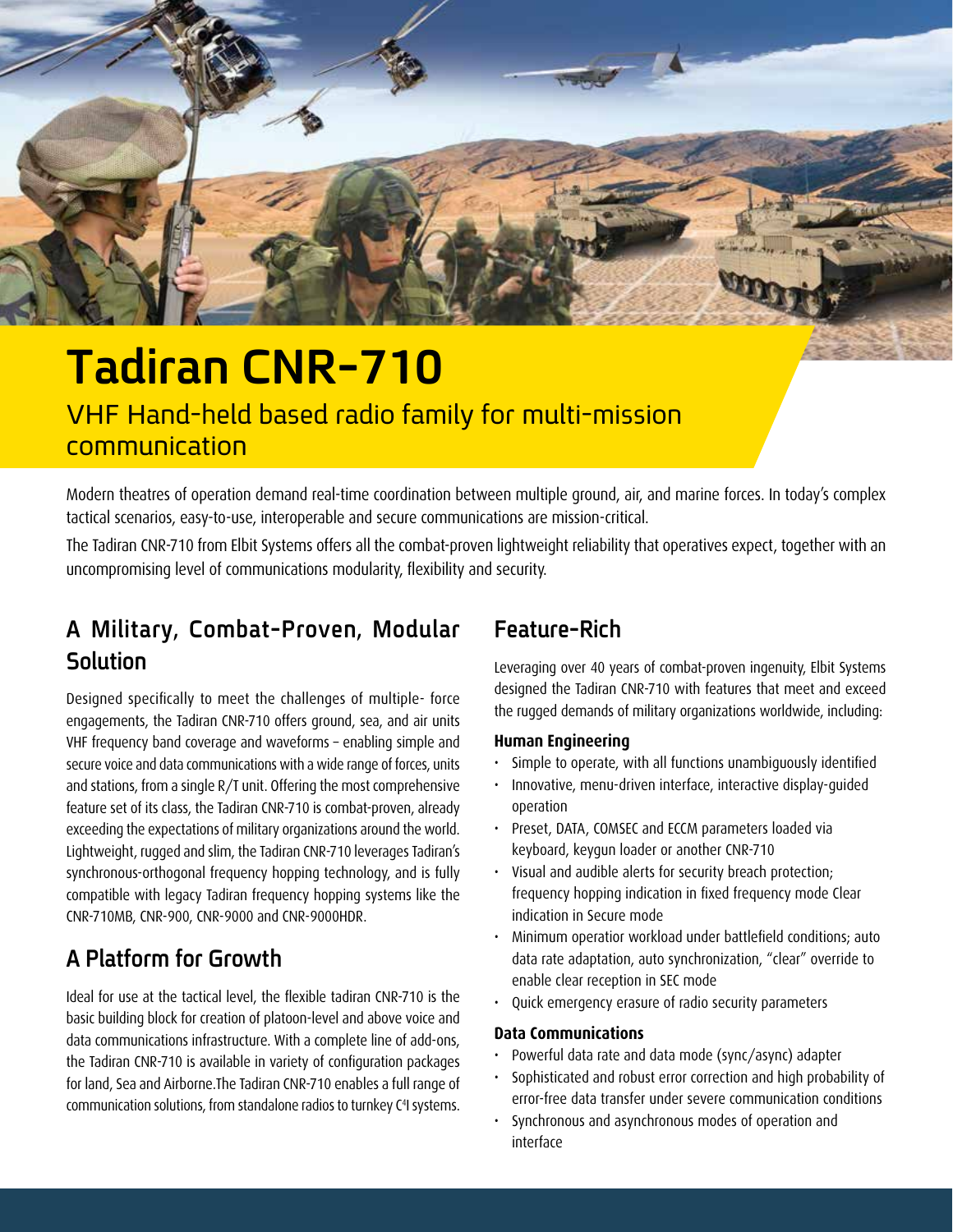# Tadiran CNR-710

## VHF Hand-held based radio family for multi-mission communication

Modern theatres of operation demand real-time coordination between multiple ground, air, and marine forces. In today's complex tactical scenarios, easy-to-use, interoperable and secure communications are mission-critical.

The Tadiran CNR-710 from Elbit Systems offers all the combat-proven lightweight reliability that operatives expect, together with an uncompromising level of communications modularity, flexibility and security.

## A Military, Combat-Proven, Modular Solution

Designed specifically to meet the challenges of multiple- force engagements, the Tadiran CNR-710 offers ground, sea, and air units VHF frequency band coverage and waveforms – enabling simple and secure voice and data communications with a wide range of forces, units and stations, from a single R/T unit. Offering the most comprehensive feature set of its class, the Tadiran CNR-710 is combat-proven, already exceeding the expectations of military organizations around the world. Lightweight, rugged and slim, the Tadiran CNR-710 leverages Tadiran's synchronous-orthogonal frequency hopping technology, and is fully compatible with legacy Tadiran frequency hopping systems like the CNR-710MB, CNR-900, CNR-9000 and CNR-9000HDR.

## A Platform for Growth

Ideal for use at the tactical level, the flexible tadiran CNR-710 is the basic building block for creation of platoon-level and above voice and data communications infrastructure. With a complete line of add-ons, the Tadiran CNR-710 is available in variety of configuration packages for land, Sea and Airborne.The Tadiran CNR-710 enables a full range of communication solutions, from standalone radios to turnkey C4I systems.

## Feature-Rich

Leveraging over 40 years of combat-proven ingenuity, Elbit Systems designed the Tadiran CNR-710 with features that meet and exceed the rugged demands of military organizations worldwide, including:

### Human Engineering

- Simple to operate, with all functions unambiguously identified
- Innovative, menu-driven interface, interactive display-guided operation
- Preset, DATA, COMSEC and ECCM parameters loaded via keyboard, keygun loader or another CNR-710
- Visual and audible alerts for security breach protection; frequency hopping indication in fixed frequency mode Clear indication in Secure mode
- Minimum operatior workload under battlefield conditions; auto data rate adaptation, auto synchronization, "clear" override to enable clear reception in SEC mode
- Quick emergency erasure of radio security parameters

### Data Communications

- Powerful data rate and data mode (sync/async) adapter
- Sophisticated and robust error correction and high probability of error-free data transfer under severe communication conditions
- Synchronous and asynchronous modes of operation and interface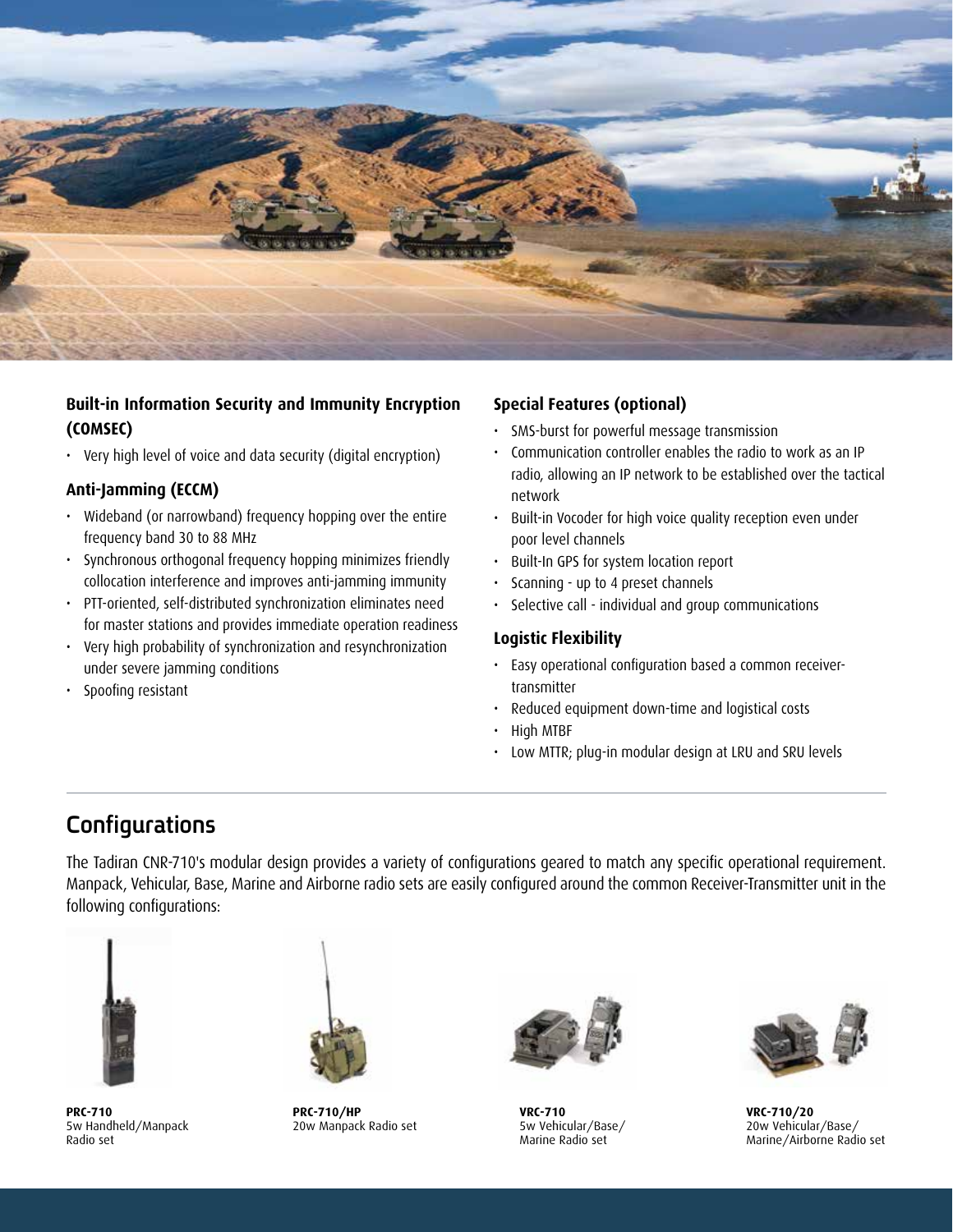### Built-in Information Security and Immunity Encryption (COMSEC)

- Very high level of voice and data security (digital encryption)

### Anti-Jamming (ECCM)

- Wideband (or narrowband) frequency hopping over the entire frequency band 30 to 88 MHz
- Synchronous orthogonal frequency hopping minimizes friendly collocation interference and improves anti-jamming immunity
- PTT-oriented, self-distributed synchronization eliminates need for master stations and provides immediate operation readiness
- Very high probability of synchronization and resynchronization under severe jamming conditions
- Spoofing resistant

### Special Features (optional)

- SMS-burst for powerful message transmission
- Communication controller enables the radio to work as an IP radio, allowing an IP network to be established over the tactical network
- Built-in Vocoder for high voice quality reception even under poor level channels
- Built-In GPS for system location report
- Scanning - up to 4 preset channels
- Selective call - individual and group communications

### Logistic Flexibility

- Easy operational configuration based a common receiver-transmitter
- Reduced equipment down-time and logistical costs
- High MTBF
- Low MTTR; plug-in modular design at LRU and SRU levels

## Configurations

The Tadiran CNR-710's modular design provides a variety of configurations geared to match any specific operational requirement. Manpack, Vehicular, Base, Marine and Airborne radio sets are easily configured around the common Receiver-Transmitter unit in the following configurations:

**PRC-710**
5w Handheld/Manpack Radio set

**PRC-710/HP**
20w Manpack Radio set

**VRC-710**
5w Vehicular/Base/ Marine Radio set

**VRC-710/20**
20w Vehicular/Base/ Marine/Airborne Radio set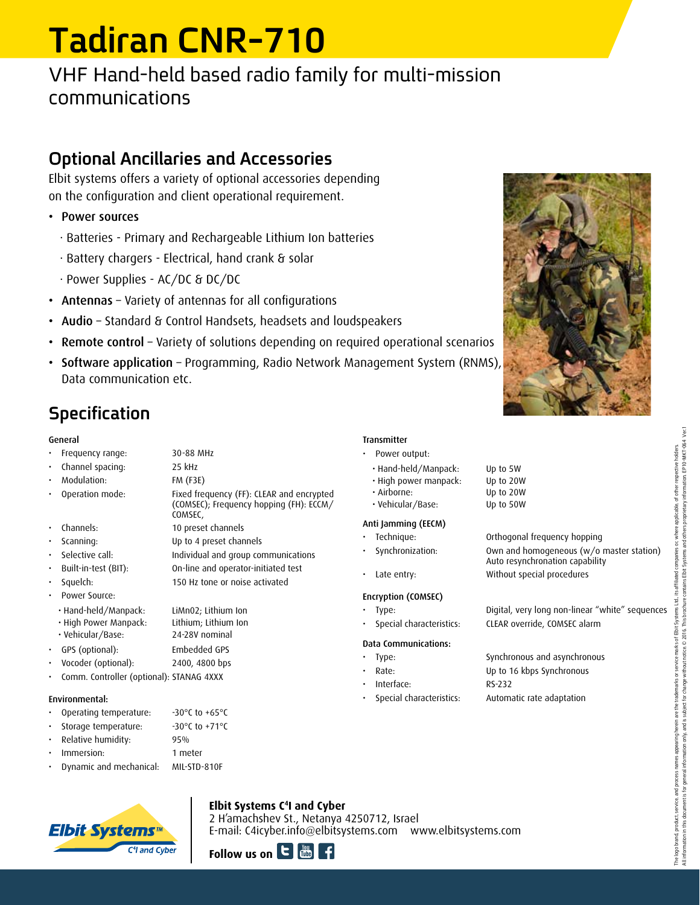# Tadiran CNR-710

VHF Hand-held based radio family for multi-mission communications

## Optional Ancillaries and Accessories

Elbit systems offers a variety of optional accessories depending on the configuration and client operational requirement.

- **Power sources**
  - Batteries - Primary and Rechargeable Lithium Ion batteries
  - Battery chargers - Electrical, hand crank & solar
  - Power Supplies - AC/DC & DC/DC
- **Antennas** – Variety of antennas for all configurations
- **Audio** – Standard & Control Handsets, headsets and loudspeakers
- **Remote control** – Variety of solutions depending on required operational scenarios
- **Software application** – Programming, Radio Network Management System (RNMS), Data communication etc.

## Specification

### General

| | |
|---|---|
| Frequency range: | 30-88 MHz |
| Channel spacing: | 25 kHz |
| Modulation: | FM (F3E) |
| Operation mode: | Fixed frequency (FF): CLEAR and encrypted (COMSEC); Frequency hopping (FH): ECCM/ COMSEC, |
| Channels: | 10 preset channels |
| Scanning: | Up to 4 preset channels |
| Selective call: | Individual and group communications |
| Built-in-test (BIT): | On-line and operator-initiated test |
| Squelch: | 150 Hz tone or noise activated |
| Power Source: | |
| · Hand-held/Manpack: | LiMn02; Lithium Ion |
| · High Power Manpack: | Lithium; Lithium Ion |
| · Vehicular/Base: | 24-28V nominal |
| GPS (optional): | Embedded GPS |
| Vocoder (optional): | 2400, 4800 bps |
| Comm. Controller (optional): | STANAG 4XXX |

### Environmental:

| | |
|---|---|
| Operating temperature: | -30°C to +65°C |
| Storage temperature: | -30°C to +71°C |
| Relative humidity: | 95% |
| Immersion: | 1 meter |
| Dynamic and mechanical: | MIL-STD-810F |

### Transmitter

| | |
|---|---|
| Power output: | |
| · Hand-held/Manpack: | Up to 5W |
| · High power manpack: | Up to 20W |
| · Airborne: | Up to 20W |
| · Vehicular/Base: | Up to 50W |

### Anti Jamming (EECM)

| | |
|---|---|
| Technique: | Orthogonal frequency hopping |
| Synchronization: | Own and homogeneous (w/o master station) Auto resynchronation capability |
| Late entry: | Without special procedures |

### Encryption (COMSEC)

| | |
|---|---|
| Type: | Digital, very long non-linear "white" sequences |
| Special characteristics: | CLEAR override, COMSEC alarm |

### Data Communications:

| | |
|---|---|
| Type: | Synchronous and asynchronous |
| Rate: | Up to 16 kbps Synchronous |
| Interface: | RS-232 |
| Special characteristics: | Automatic rate adaptation |

**Elbit Systems C[4]I and Cyber**
2 H'amachshev St., Netanya 4250712, Israel
E-mail: C4icyber.info@elbitsystems.com www.elbitsystems.com

**Follow us on**

The logo brand, product, service and process names appearing herein are the trademarks or service marks of Elbit Systems Ltd., its affiliated companies or, where applicable, of other respective holders. All information in this document is for general information only, and is subject for change without notice © 2016. This brochure contains Elbit Systems and others proprietary information. EP10-MKT-064 Ver.1